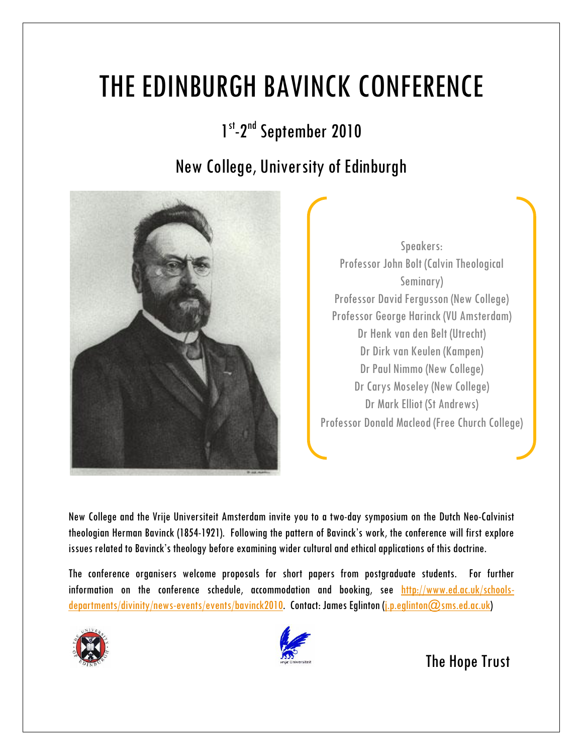# THE EDINBURGH BAVINCK CONFERENCE

## 1st-2nd September 2010

## New College, University of Edinburgh

Speakers:
Professor John Bolt (Calvin Theological Seminary)
Professor David Fergusson (New College)
Professor George Harinck (VU Amsterdam)
Dr Henk van den Belt (Utrecht)
Dr Dirk van Keulen (Kampen)
Dr Paul Nimmo (New College)
Dr Carys Moseley (New College)
Dr Mark Elliot (St Andrews)
Professor Donald Macleod (Free Church College)

New College and the Vrije Universiteit Amsterdam invite you to a two-day symposium on the Dutch Neo-Calvinist theologian Herman Bavinck (1854-1921). Following the pattern of Bavinck's work, the conference will first explore issues related to Bavinck's theology before examining wider cultural and ethical applications of this doctrine.

The conference organisers welcome proposals for short papers from postgraduate students. For further information on the conference schedule, accommodation and booking, see http://www.ed.ac.uk/schools-departments/divinity/news-events/events/bavinck2010. Contact: James Eglinton (j.p.eglinton@sms.ed.ac.uk)

The Hope Trust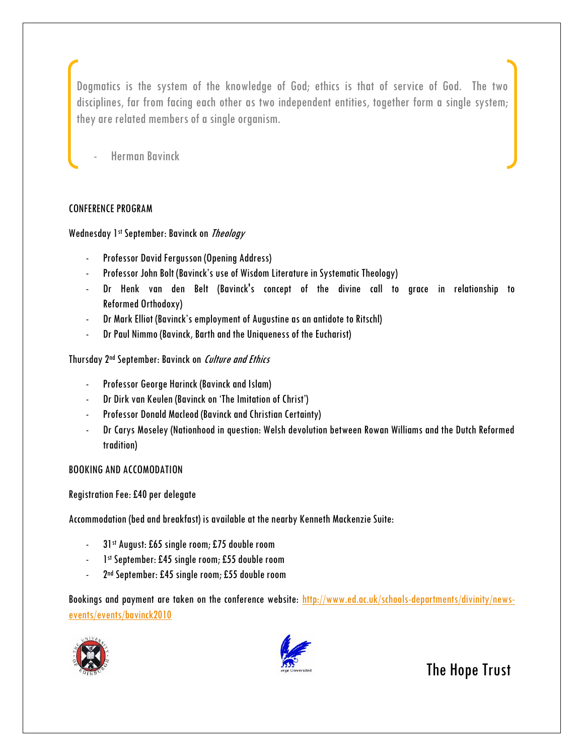> Dogmatics is the system of the knowledge of God; ethics is that of service of God. The two disciplines, far from facing each other as two independent entities, together form a single system; they are related members of a single organism.
>
> - Herman Bavinck

CONFERENCE PROGRAM

Wednesday 1st September: Bavinck on *Theology*

- Professor David Fergusson (Opening Address)
- Professor John Bolt (Bavinck's use of Wisdom Literature in Systematic Theology)
- Dr Henk van den Belt (Bavinck's concept of the divine call to grace in relationship to Reformed Orthodoxy)
- Dr Mark Elliot (Bavinck's employment of Augustine as an antidote to Ritschl)
- Dr Paul Nimmo (Bavinck, Barth and the Uniqueness of the Eucharist)

Thursday 2nd September: Bavinck on *Culture and Ethics*

- Professor George Harinck (Bavinck and Islam)
- Dr Dirk van Keulen (Bavinck on 'The Imitation of Christ')
- Professor Donald Macleod (Bavinck and Christian Certainty)
- Dr Carys Moseley (Nationhood in question: Welsh devolution between Rowan Williams and the Dutch Reformed tradition)

BOOKING AND ACCOMODATION

Registration Fee: £40 per delegate

Accommodation (bed and breakfast) is available at the nearby Kenneth Mackenzie Suite:

- 31st August: £65 single room; £75 double room
- 1st September: £45 single room; £55 double room
- 2nd September: £45 single room; £55 double room

Bookings and payment are taken on the conference website: http://www.ed.ac.uk/schools-departments/divinity/news-events/events/bavinck2010

The Hope Trust